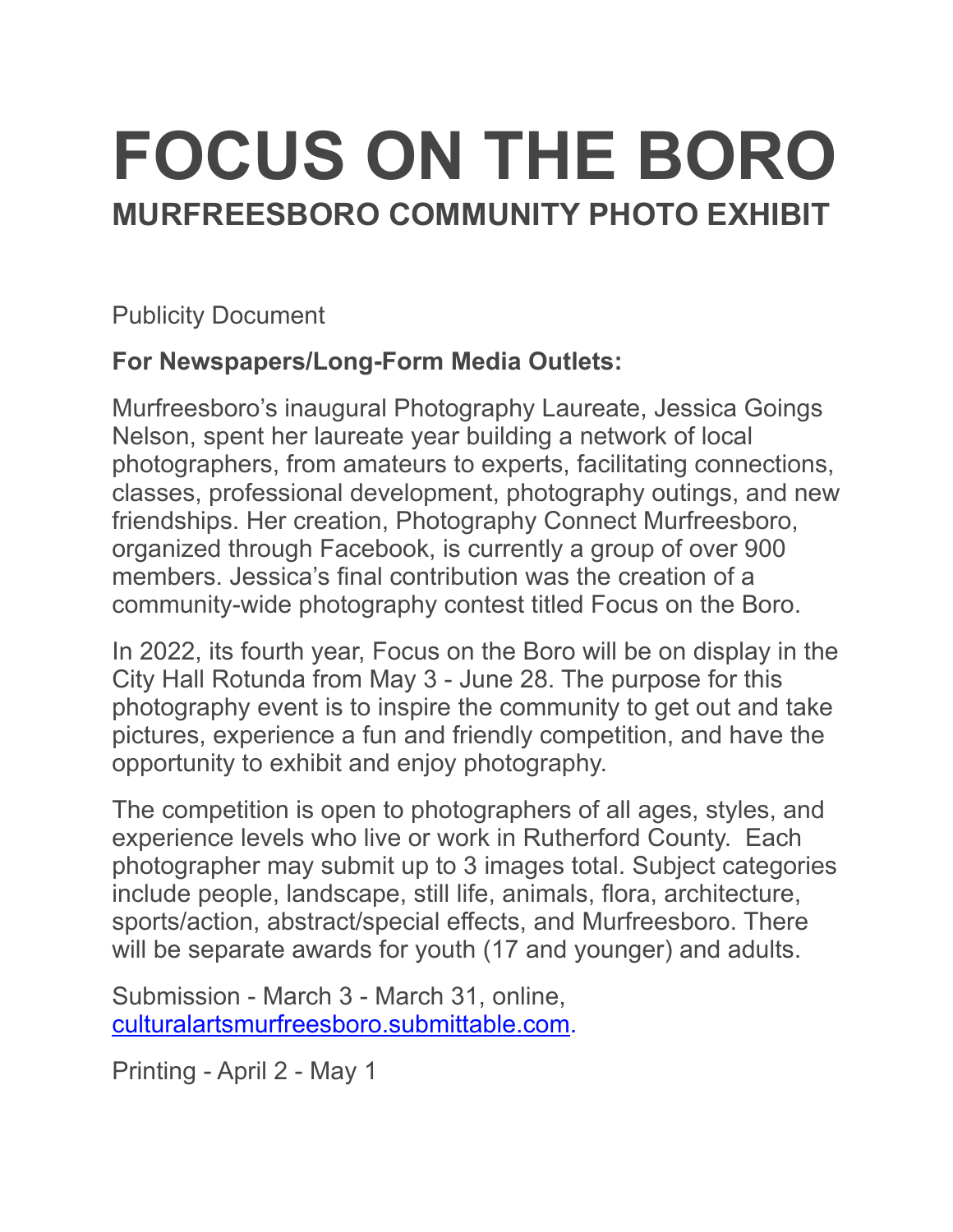# FOCUS ON THE BORO

## MURFREESBORO COMMUNITY PHOTO EXHIBIT

Publicity Document

**For Newspapers/Long-Form Media Outlets:**

Murfreesboro's inaugural Photography Laureate, Jessica Goings Nelson, spent her laureate year building a network of local photographers, from amateurs to experts, facilitating connections, classes, professional development, photography outings, and new friendships. Her creation, Photography Connect Murfreesboro, organized through Facebook, is currently a group of over 900 members. Jessica's final contribution was the creation of a community-wide photography contest titled Focus on the Boro.

In 2022, its fourth year, Focus on the Boro will be on display in the City Hall Rotunda from May 3 - June 28. The purpose for this photography event is to inspire the community to get out and take pictures, experience a fun and friendly competition, and have the opportunity to exhibit and enjoy photography.

The competition is open to photographers of all ages, styles, and experience levels who live or work in Rutherford County. Each photographer may submit up to 3 images total. Subject categories include people, landscape, still life, animals, flora, architecture, sports/action, abstract/special effects, and Murfreesboro. There will be separate awards for youth (17 and younger) and adults.

Submission - March 3 - March 31, online, [culturalartsmurfreesboro.submittable.com](culturalartsmurfreesboro.submittable.com).

Printing - April 2 - May 1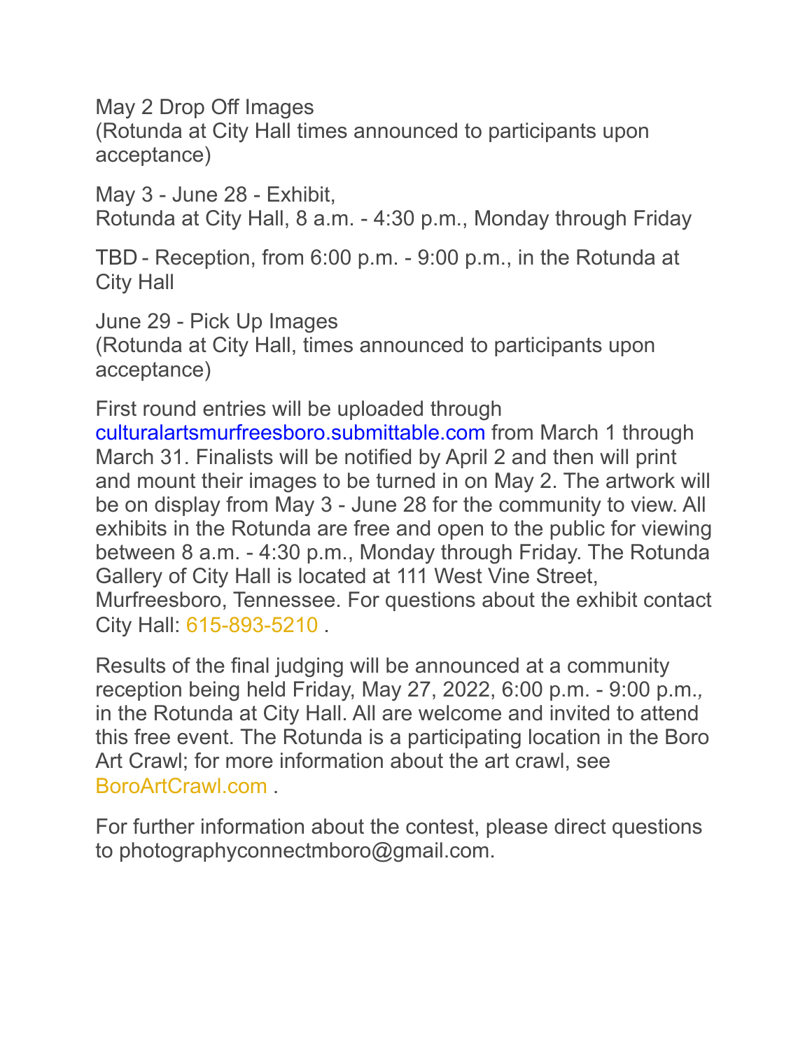May 2 Drop Off Images
(Rotunda at City Hall times announced to participants upon acceptance)

May 3 - June 28 - Exhibit,
Rotunda at City Hall, 8 a.m. - 4:30 p.m., Monday through Friday

TBD - Reception, from 6:00 p.m. - 9:00 p.m., in the Rotunda at City Hall

June 29 - Pick Up Images
(Rotunda at City Hall, times announced to participants upon acceptance)

First round entries will be uploaded through culturalartsmurfreesboro.submittable.com from March 1 through March 31. Finalists will be notified by April 2 and then will print and mount their images to be turned in on May 2. The artwork will be on display from May 3 - June 28 for the community to view. All exhibits in the Rotunda are free and open to the public for viewing between 8 a.m. - 4:30 p.m., Monday through Friday. The Rotunda Gallery of City Hall is located at 111 West Vine Street, Murfreesboro, Tennessee. For questions about the exhibit contact City Hall: 615-893-5210 .

Results of the final judging will be announced at a community reception being held Friday, May 27, 2022, 6:00 p.m. - 9:00 p.m., in the Rotunda at City Hall. All are welcome and invited to attend this free event. The Rotunda is a participating location in the Boro Art Crawl; for more information about the art crawl, see BoroArtCrawl.com .

For further information about the contest, please direct questions to photographyconnectmboro@gmail.com.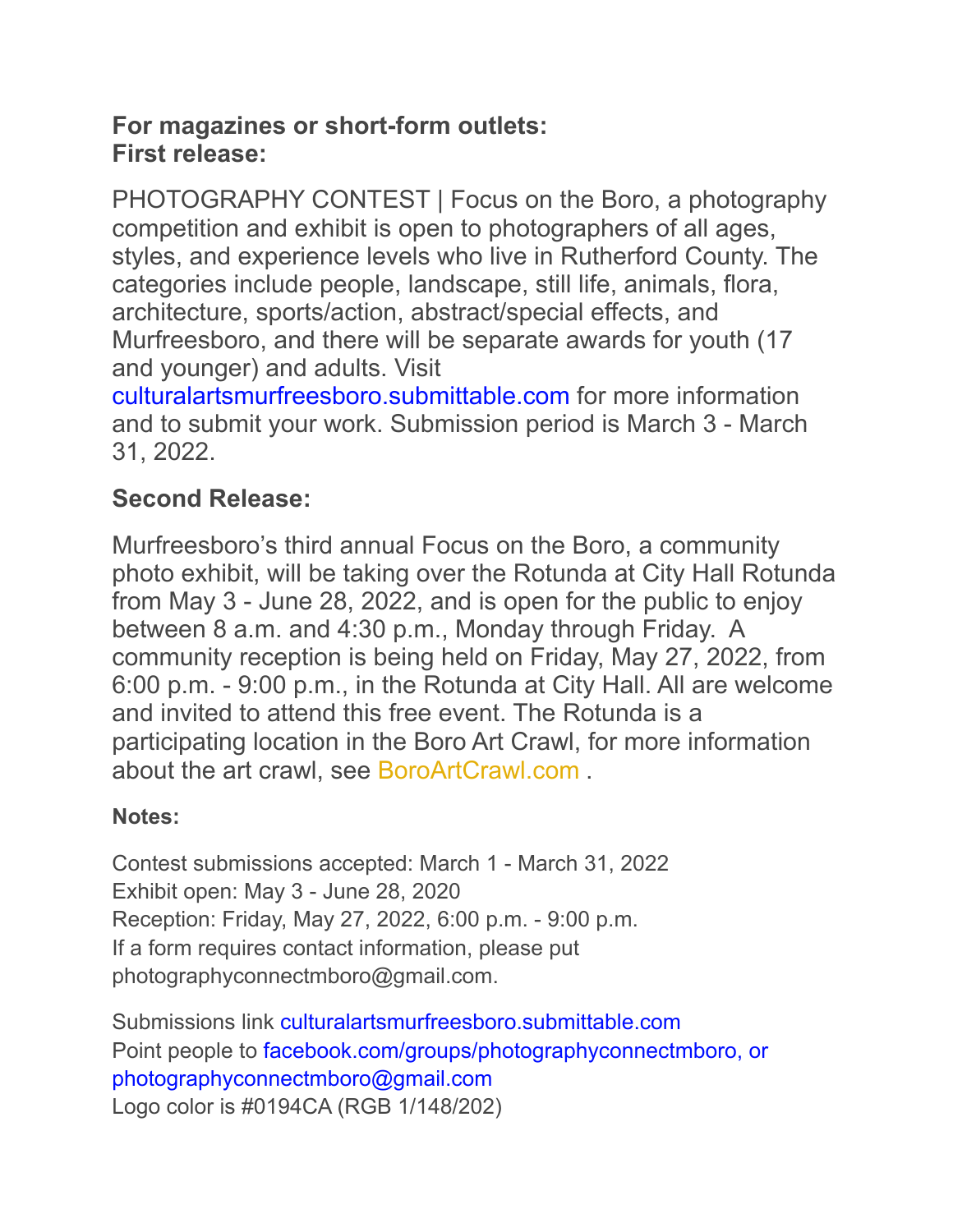**For magazines or short-form outlets:**
**First release:**

PHOTOGRAPHY CONTEST | Focus on the Boro, a photography competition and exhibit is open to photographers of all ages, styles, and experience levels who live in Rutherford County. The categories include people, landscape, still life, animals, flora, architecture, sports/action, abstract/special effects, and Murfreesboro, and there will be separate awards for youth (17 and younger) and adults. Visit culturalartsmurfreesboro.submittable.com for more information and to submit your work. Submission period is March 3 - March 31, 2022.

**Second Release:**

Murfreesboro's third annual Focus on the Boro, a community photo exhibit, will be taking over the Rotunda at City Hall Rotunda from May 3 - June 28, 2022, and is open for the public to enjoy between 8 a.m. and 4:30 p.m., Monday through Friday. A community reception is being held on Friday, May 27, 2022, from 6:00 p.m. - 9:00 p.m., in the Rotunda at City Hall. All are welcome and invited to attend this free event. The Rotunda is a participating location in the Boro Art Crawl, for more information about the art crawl, see BoroArtCrawl.com .

**Notes:**

Contest submissions accepted: March 1 - March 31, 2022
Exhibit open: May 3 - June 28, 2020
Reception: Friday, May 27, 2022, 6:00 p.m. - 9:00 p.m.
If a form requires contact information, please put photographyconnectmboro@gmail.com.

Submissions link culturalartsmurfreesboro.submittable.com
Point people to facebook.com/groups/photographyconnectmboro, or photographyconnectmboro@gmail.com
Logo color is #0194CA (RGB 1/148/202)